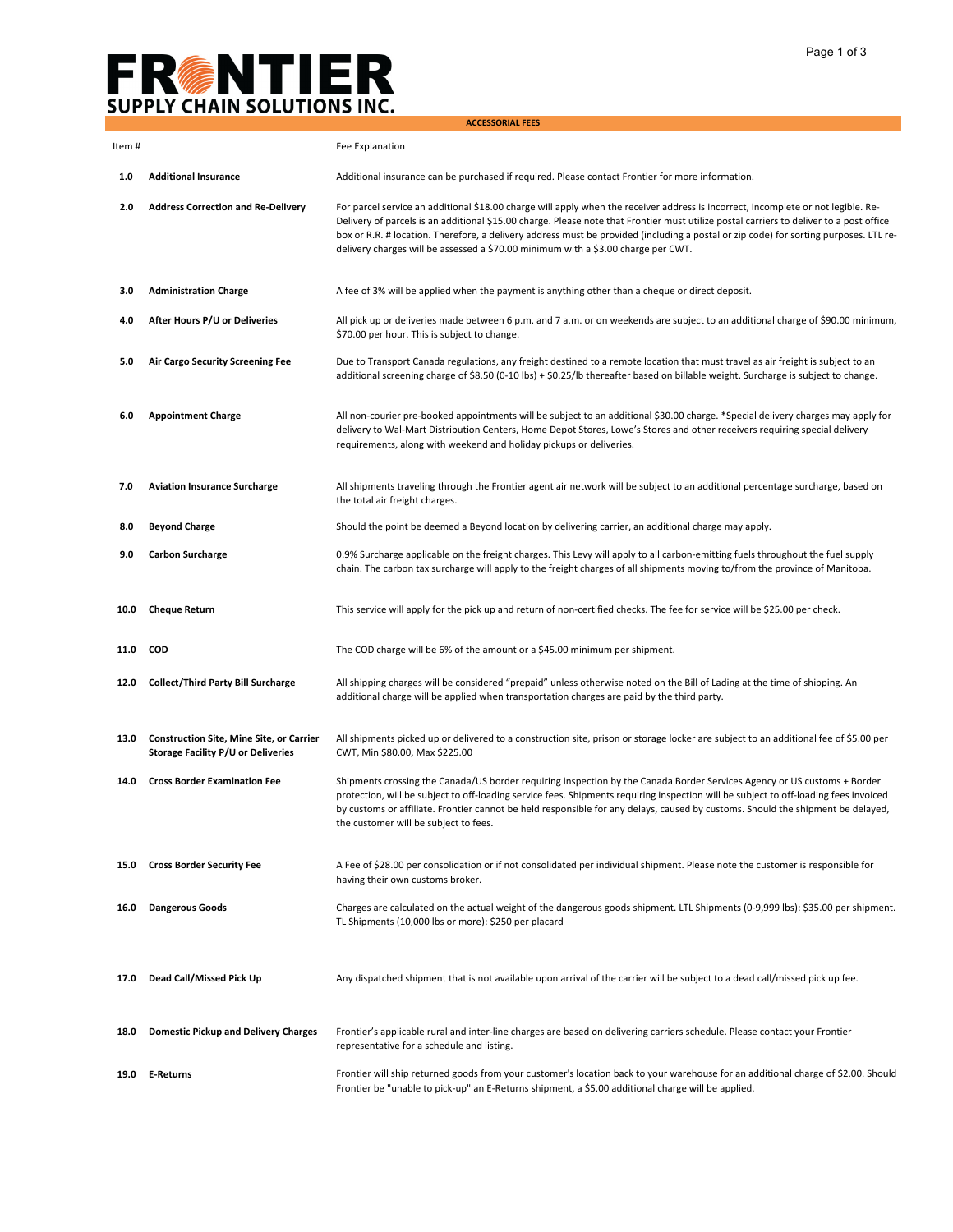# FRONTIER SUPPLY CHAIN SOLUTIONS INC.

## ACCESSORIAL FEES

| Item # | | Fee Explanation |
|---|---|---|
| **1.0** | **Additional Insurance** | Additional insurance can be purchased if required. Please contact Frontier for more information. |
| **2.0** | **Address Correction and Re-Delivery** | For parcel service an additional $18.00 charge will apply when the receiver address is incorrect, incomplete or not legible. Re-Delivery of parcels is an additional $15.00 charge. Please note that Frontier must utilize postal carriers to deliver to a post office box or R.R. # location. Therefore, a delivery address must be provided (including a postal or zip code) for sorting purposes. LTL re-delivery charges will be assessed a $70.00 minimum with a $3.00 charge per CWT. |
| **3.0** | **Administration Charge** | A fee of 3% will be applied when the payment is anything other than a cheque or direct deposit. |
| **4.0** | **After Hours P/U or Deliveries** | All pick up or deliveries made between 6 p.m. and 7 a.m. or on weekends are subject to an additional charge of $90.00 minimum, $70.00 per hour. This is subject to change. |
| **5.0** | **Air Cargo Security Screening Fee** | Due to Transport Canada regulations, any freight destined to a remote location that must travel as air freight is subject to an additional screening charge of $8.50 (0-10 lbs) + $0.25/lb thereafter based on billable weight. Surcharge is subject to change. |
| **6.0** | **Appointment Charge** | All non-courier pre-booked appointments will be subject to an additional $30.00 charge. *Special delivery charges may apply for delivery to Wal-Mart Distribution Centers, Home Depot Stores, Lowe's Stores and other receivers requiring special delivery requirements, along with weekend and holiday pickups or deliveries. |
| **7.0** | **Aviation Insurance Surcharge** | All shipments traveling through the Frontier agent air network will be subject to an additional percentage surcharge, based on the total air freight charges. |
| **8.0** | **Beyond Charge** | Should the point be deemed a Beyond location by delivering carrier, an additional charge may apply. |
| **9.0** | **Carbon Surcharge** | 0.9% Surcharge applicable on the freight charges. This Levy will apply to all carbon-emitting fuels throughout the fuel supply chain. The carbon tax surcharge will apply to the freight charges of all shipments moving to/from the province of Manitoba. |
| **10.0** | **Cheque Return** | This service will apply for the pick up and return of non-certified checks. The fee for service will be $25.00 per check. |
| **11.0** | **COD** | The COD charge will be 6% of the amount or a $45.00 minimum per shipment. |
| **12.0** | **Collect/Third Party Bill Surcharge** | All shipping charges will be considered "prepaid" unless otherwise noted on the Bill of Lading at the time of shipping. An additional charge will be applied when transportation charges are paid by the third party. |
| **13.0** | **Construction Site, Mine Site, or Carrier Storage Facility P/U or Deliveries** | All shipments picked up or delivered to a construction site, prison or storage locker are subject to an additional fee of $5.00 per CWT, Min $80.00, Max $225.00 |
| **14.0** | **Cross Border Examination Fee** | Shipments crossing the Canada/US border requiring inspection by the Canada Border Services Agency or US customs + Border protection, will be subject to off-loading service fees. Shipments requiring inspection will be subject to off-loading fees invoiced by customs or affiliate. Frontier cannot be held responsible for any delays, caused by customs. Should the shipment be delayed, the customer will be subject to fees. |
| **15.0** | **Cross Border Security Fee** | A Fee of $28.00 per consolidation or if not consolidated per individual shipment. Please note the customer is responsible for having their own customs broker. |
| **16.0** | **Dangerous Goods** | Charges are calculated on the actual weight of the dangerous goods shipment. LTL Shipments (0-9,999 lbs): $35.00 per shipment. TL Shipments (10,000 lbs or more): $250 per placard |
| **17.0** | **Dead Call/Missed Pick Up** | Any dispatched shipment that is not available upon arrival of the carrier will be subject to a dead call/missed pick up fee. |
| **18.0** | **Domestic Pickup and Delivery Charges** | Frontier's applicable rural and inter-line charges are based on delivering carriers schedule. Please contact your Frontier representative for a schedule and listing. |
| **19.0** | **E-Returns** | Frontier will ship returned goods from your customer's location back to your warehouse for an additional charge of $2.00. Should Frontier be "unable to pick-up" an E-Returns shipment, a $5.00 additional charge will be applied. |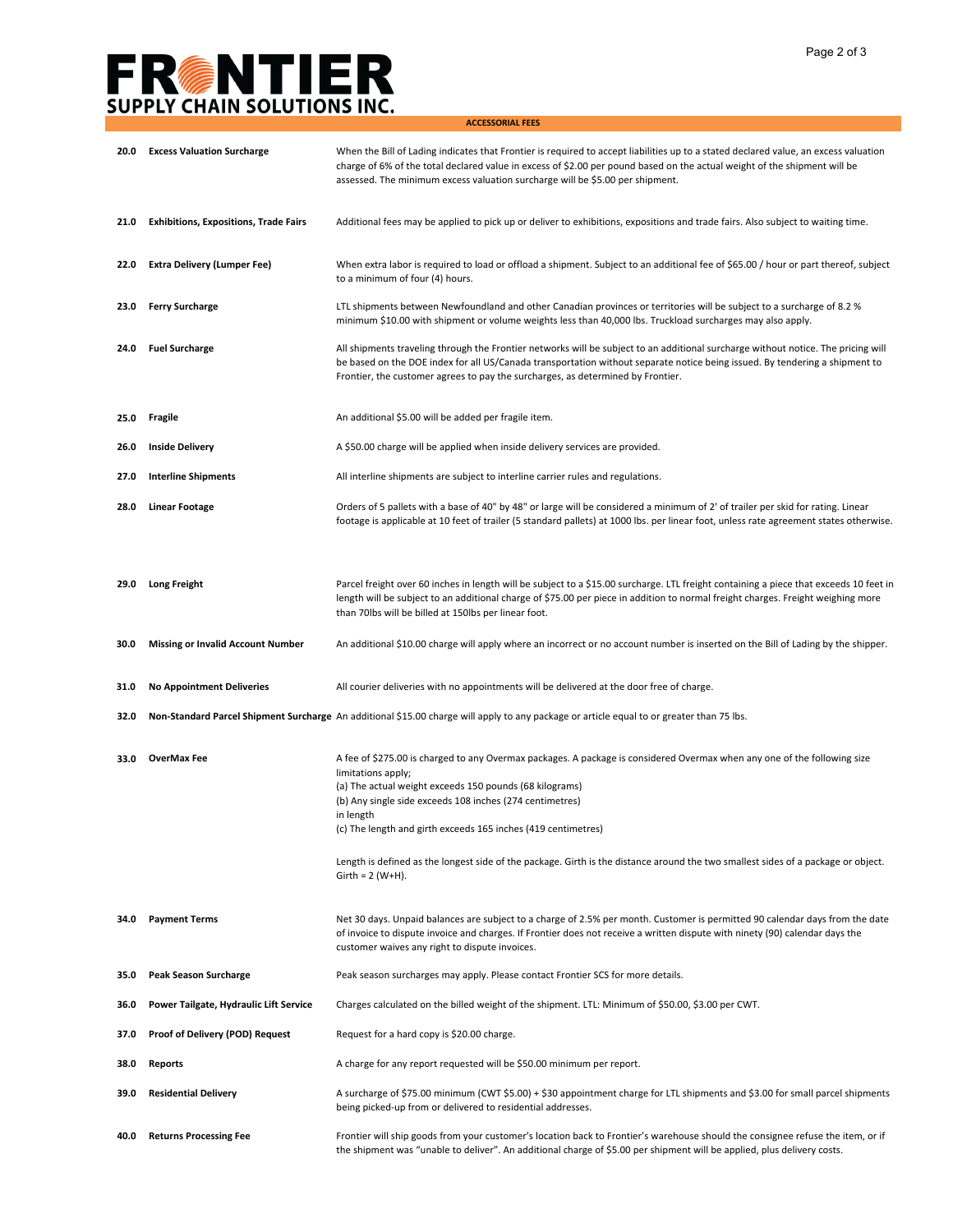## ACCESSORIAL FEES

| No. | Fee | Description |
|---|---|---|
| 20.0 | **Excess Valuation Surcharge** | When the Bill of Lading indicates that Frontier is required to accept liabilities up to a stated declared value, an excess valuation charge of 6% of the total declared value in excess of $2.00 per pound based on the actual weight of the shipment will be assessed. The minimum excess valuation surcharge will be $5.00 per shipment. |
| 21.0 | **Exhibitions, Expositions, Trade Fairs** | Additional fees may be applied to pick up or deliver to exhibitions, expositions and trade fairs. Also subject to waiting time. |
| 22.0 | **Extra Delivery (Lumper Fee)** | When extra labor is required to load or offload a shipment. Subject to an additional fee of $65.00 / hour or part thereof, subject to a minimum of four (4) hours. |
| 23.0 | **Ferry Surcharge** | LTL shipments between Newfoundland and other Canadian provinces or territories will be subject to a surcharge of 8.2 % minimum $10.00 with shipment or volume weights less than 40,000 lbs. Truckload surcharges may also apply. |
| 24.0 | **Fuel Surcharge** | All shipments traveling through the Frontier networks will be subject to an additional surcharge without notice. The pricing will be based on the DOE index for all US/Canada transportation without separate notice being issued. By tendering a shipment to Frontier, the customer agrees to pay the surcharges, as determined by Frontier. |
| 25.0 | **Fragile** | An additional $5.00 will be added per fragile item. |
| 26.0 | **Inside Delivery** | A $50.00 charge will be applied when inside delivery services are provided. |
| 27.0 | **Interline Shipments** | All interline shipments are subject to interline carrier rules and regulations. |
| 28.0 | **Linear Footage** | Orders of 5 pallets with a base of 40" by 48" or large will be considered a minimum of 2' of trailer per skid for rating. Linear footage is applicable at 10 feet of trailer (5 standard pallets) at 1000 lbs. per linear foot, unless rate agreement states otherwise. |
| 29.0 | **Long Freight** | Parcel freight over 60 inches in length will be subject to a $15.00 surcharge. LTL freight containing a piece that exceeds 10 feet in length will be subject to an additional charge of $75.00 per piece in addition to normal freight charges. Freight weighing more than 70lbs will be billed at 150lbs per linear foot. |
| 30.0 | **Missing or Invalid Account Number** | An additional $10.00 charge will apply where an incorrect or no account number is inserted on the Bill of Lading by the shipper. |
| 31.0 | **No Appointment Deliveries** | All courier deliveries with no appointments will be delivered at the door free of charge. |
| 32.0 | **Non-Standard Parcel Shipment Surcharge** | An additional $15.00 charge will apply to any package or article equal to or greater than 75 lbs. |
| 33.0 | **OverMax Fee** | A fee of $275.00 is charged to any Overmax packages. A package is considered Overmax when any one of the following size limitations apply;<br>(a) The actual weight exceeds 150 pounds (68 kilograms)<br>(b) Any single side exceeds 108 inches (274 centimetres) in length<br>(c) The length and girth exceeds 165 inches (419 centimetres)<br><br>Length is defined as the longest side of the package. Girth is the distance around the two smallest sides of a package or object. Girth = 2 (W+H). |
| 34.0 | **Payment Terms** | Net 30 days. Unpaid balances are subject to a charge of 2.5% per month. Customer is permitted 90 calendar days from the date of invoice to dispute invoice and charges. If Frontier does not receive a written dispute with ninety (90) calendar days the customer waives any right to dispute invoices. |
| 35.0 | **Peak Season Surcharge** | Peak season surcharges may apply. Please contact Frontier SCS for more details. |
| 36.0 | **Power Tailgate, Hydraulic Lift Service** | Charges calculated on the billed weight of the shipment. LTL: Minimum of $50.00, $3.00 per CWT. |
| 37.0 | **Proof of Delivery (POD) Request** | Request for a hard copy is $20.00 charge. |
| 38.0 | **Reports** | A charge for any report requested will be $50.00 minimum per report. |
| 39.0 | **Residential Delivery** | A surcharge of $75.00 minimum (CWT $5.00) + $30 appointment charge for LTL shipments and $3.00 for small parcel shipments being picked-up from or delivered to residential addresses. |
| 40.0 | **Returns Processing Fee** | Frontier will ship goods from your customer's location back to Frontier's warehouse should the consignee refuse the item, or if the shipment was "unable to deliver". An additional charge of $5.00 per shipment will be applied, plus delivery costs. |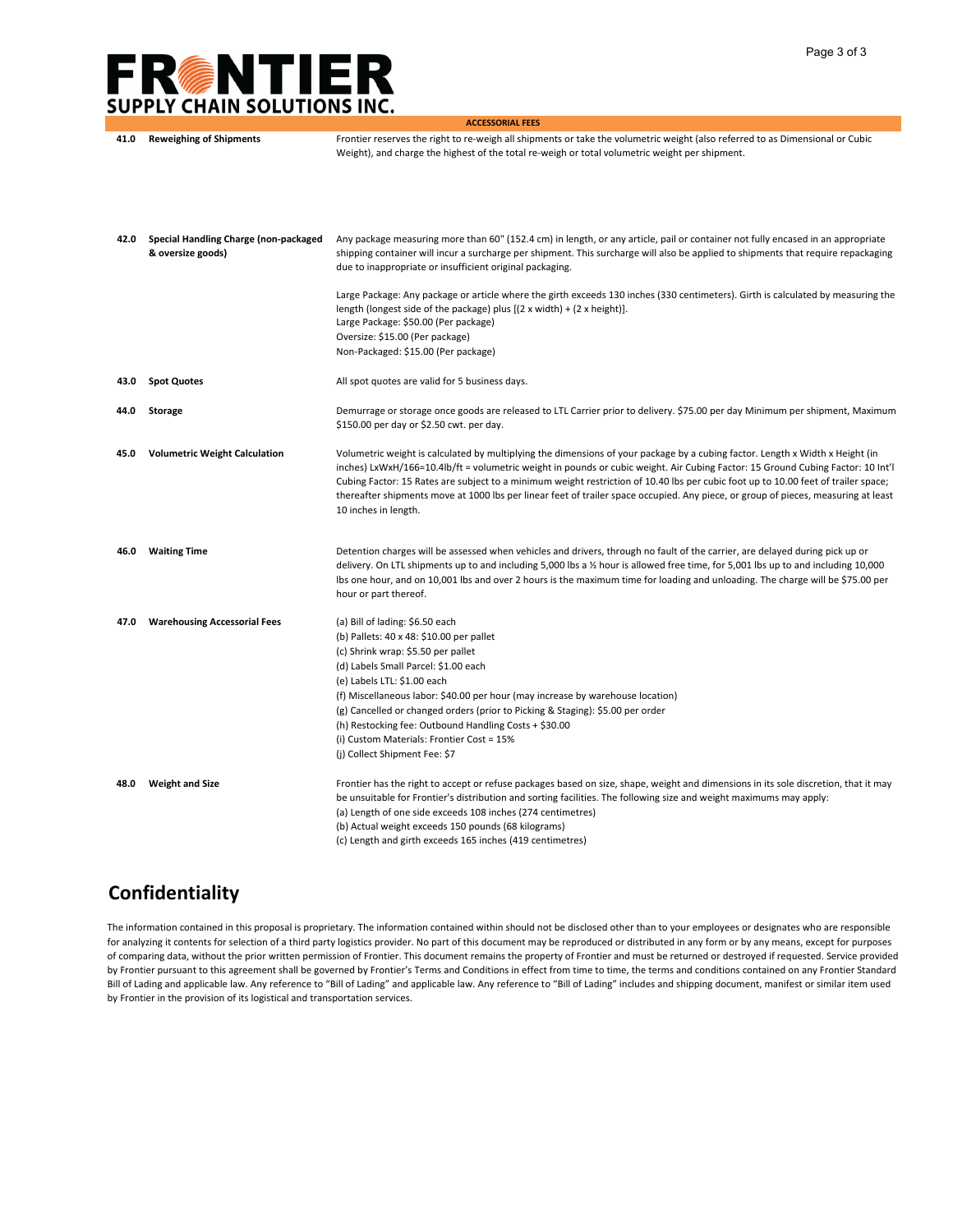# FRONTIER SUPPLY CHAIN SOLUTIONS INC.

**ACCESSORIAL FEES**

| | | |
|---|---|---|
| **41.0** | **Reweighing of Shipments** | Frontier reserves the right to re-weigh all shipments or take the volumetric weight (also referred to as Dimensional or Cubic Weight), and charge the highest of the total re-weigh or total volumetric weight per shipment. |
| **42.0** | **Special Handling Charge (non-packaged & oversize goods)** | Any package measuring more than 60" (152.4 cm) in length, or any article, pail or container not fully encased in an appropriate shipping container will incur a surcharge per shipment. This surcharge will also be applied to shipments that require repackaging due to inappropriate or insufficient original packaging.<br><br>Large Package: Any package or article where the girth exceeds 130 inches (330 centimeters). Girth is calculated by measuring the length (longest side of the package) plus [(2 x width) + (2 x height)].<br>Large Package: $50.00 (Per package)<br>Oversize: $15.00 (Per package)<br>Non-Packaged: $15.00 (Per package) |
| **43.0** | **Spot Quotes** | All spot quotes are valid for 5 business days. |
| **44.0** | **Storage** | Demurrage or storage once goods are released to LTL Carrier prior to delivery. $75.00 per day Minimum per shipment, Maximum $150.00 per day or $2.50 cwt. per day. |
| **45.0** | **Volumetric Weight Calculation** | Volumetric weight is calculated by multiplying the dimensions of your package by a cubing factor. Length x Width x Height (in inches) LxWxH/166=10.4lb/ft = volumetric weight in pounds or cubic weight. Air Cubing Factor: 15 Ground Cubing Factor: 10 Int'l Cubing Factor: 15 Rates are subject to a minimum weight restriction of 10.40 lbs per cubic foot up to 10.00 feet of trailer space; thereafter shipments move at 1000 lbs per linear feet of trailer space occupied. Any piece, or group of pieces, measuring at least 10 inches in length. |
| **46.0** | **Waiting Time** | Detention charges will be assessed when vehicles and drivers, through no fault of the carrier, are delayed during pick up or delivery. On LTL shipments up to and including 5,000 lbs a ½ hour is allowed free time, for 5,001 lbs up to and including 10,000 lbs one hour, and on 10,001 lbs and over 2 hours is the maximum time for loading and unloading. The charge will be $75.00 per hour or part thereof. |
| **47.0** | **Warehousing Accessorial Fees** | (a) Bill of lading: $6.50 each<br>(b) Pallets: 40 x 48: $10.00 per pallet<br>(c) Shrink wrap: $5.50 per pallet<br>(d) Labels Small Parcel: $1.00 each<br>(e) Labels LTL: $1.00 each<br>(f) Miscellaneous labor: $40.00 per hour (may increase by warehouse location)<br>(g) Cancelled or changed orders (prior to Picking & Staging): $5.00 per order<br>(h) Restocking fee: Outbound Handling Costs + $30.00<br>(i) Custom Materials: Frontier Cost = 15%<br>(j) Collect Shipment Fee: $7 |
| **48.0** | **Weight and Size** | Frontier has the right to accept or refuse packages based on size, shape, weight and dimensions in its sole discretion, that it may be unsuitable for Frontier's distribution and sorting facilities. The following size and weight maximums may apply:<br>(a) Length of one side exceeds 108 inches (274 centimetres)<br>(b) Actual weight exceeds 150 pounds (68 kilograms)<br>(c) Length and girth exceeds 165 inches (419 centimetres) |

## Confidentiality

The information contained in this proposal is proprietary. The information contained within should not be disclosed other than to your employees or designates who are responsible for analyzing it contents for selection of a third party logistics provider. No part of this document may be reproduced or distributed in any form or by any means, except for purposes of comparing data, without the prior written permission of Frontier. This document remains the property of Frontier and must be returned or destroyed if requested. Service provided by Frontier pursuant to this agreement shall be governed by Frontier's Terms and Conditions in effect from time to time, the terms and conditions contained on any Frontier Standard Bill of Lading and applicable law. Any reference to "Bill of Lading" and applicable law. Any reference to "Bill of Lading" includes and shipping document, manifest or similar item used by Frontier in the provision of its logistical and transportation services.